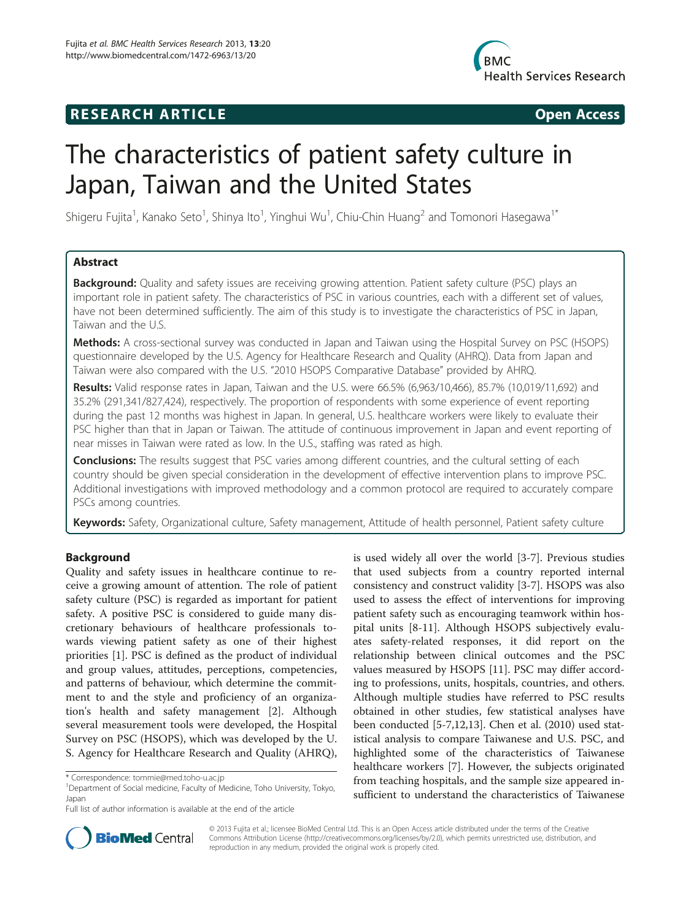**RESEARCH ARTICLE** **Open Access**

# The characteristics of patient safety culture in Japan, Taiwan and the United States

Shigeru Fujita[1], Kanako Seto[1], Shinya Ito[1], Yinghui Wu[1], Chiu-Chin Huang[2] and Tomonori Hasegawa[1*]

## Abstract

**Background:** Quality and safety issues are receiving growing attention. Patient safety culture (PSC) plays an important role in patient safety. The characteristics of PSC in various countries, each with a different set of values, have not been determined sufficiently. The aim of this study is to investigate the characteristics of PSC in Japan, Taiwan and the U.S.

**Methods:** A cross-sectional survey was conducted in Japan and Taiwan using the Hospital Survey on PSC (HSOPS) questionnaire developed by the U.S. Agency for Healthcare Research and Quality (AHRQ). Data from Japan and Taiwan were also compared with the U.S. "2010 HSOPS Comparative Database" provided by AHRQ.

**Results:** Valid response rates in Japan, Taiwan and the U.S. were 66.5% (6,963/10,466), 85.7% (10,019/11,692) and 35.2% (291,341/827,424), respectively. The proportion of respondents with some experience of event reporting during the past 12 months was highest in Japan. In general, U.S. healthcare workers were likely to evaluate their PSC higher than that in Japan or Taiwan. The attitude of continuous improvement in Japan and event reporting of near misses in Taiwan were rated as low. In the U.S., staffing was rated as high.

**Conclusions:** The results suggest that PSC varies among different countries, and the cultural setting of each country should be given special consideration in the development of effective intervention plans to improve PSC. Additional investigations with improved methodology and a common protocol are required to accurately compare PSCs among countries.

**Keywords:** Safety, Organizational culture, Safety management, Attitude of health personnel, Patient safety culture

## Background

Quality and safety issues in healthcare continue to receive a growing amount of attention. The role of patient safety culture (PSC) is regarded as important for patient safety. A positive PSC is considered to guide many discretionary behaviours of healthcare professionals towards viewing patient safety as one of their highest priorities [1]. PSC is defined as the product of individual and group values, attitudes, perceptions, competencies, and patterns of behaviour, which determine the commitment to and the style and proficiency of an organization's health and safety management [2]. Although several measurement tools were developed, the Hospital Survey on PSC (HSOPS), which was developed by the U. S. Agency for Healthcare Research and Quality (AHRQ), is used widely all over the world [3-7]. Previous studies that used subjects from a country reported internal consistency and construct validity [3-7]. HSOPS was also used to assess the effect of interventions for improving patient safety such as encouraging teamwork within hospital units [8-11]. Although HSOPS subjectively evaluates safety-related responses, it did report on the relationship between clinical outcomes and the PSC values measured by HSOPS [11]. PSC may differ according to professions, units, hospitals, countries, and others. Although multiple studies have referred to PSC results obtained in other studies, few statistical analyses have been conducted [5-7,12,13]. Chen et al. (2010) used statistical analysis to compare Taiwanese and U.S. PSC, and highlighted some of the characteristics of Taiwanese healthcare workers [7]. However, the subjects originated from teaching hospitals, and the sample size appeared insufficient to understand the characteristics of Taiwanese

\* Correspondence: tommie@med.toho-u.ac.jp
[1]Department of Social medicine, Faculty of Medicine, Toho University, Tokyo, Japan
Full list of author information is available at the end of the article

© 2013 Fujita et al.; licensee BioMed Central Ltd. This is an Open Access article distributed under the terms of the Creative Commons Attribution License (http://creativecommons.org/licenses/by/2.0), which permits unrestricted use, distribution, and reproduction in any medium, provided the original work is properly cited.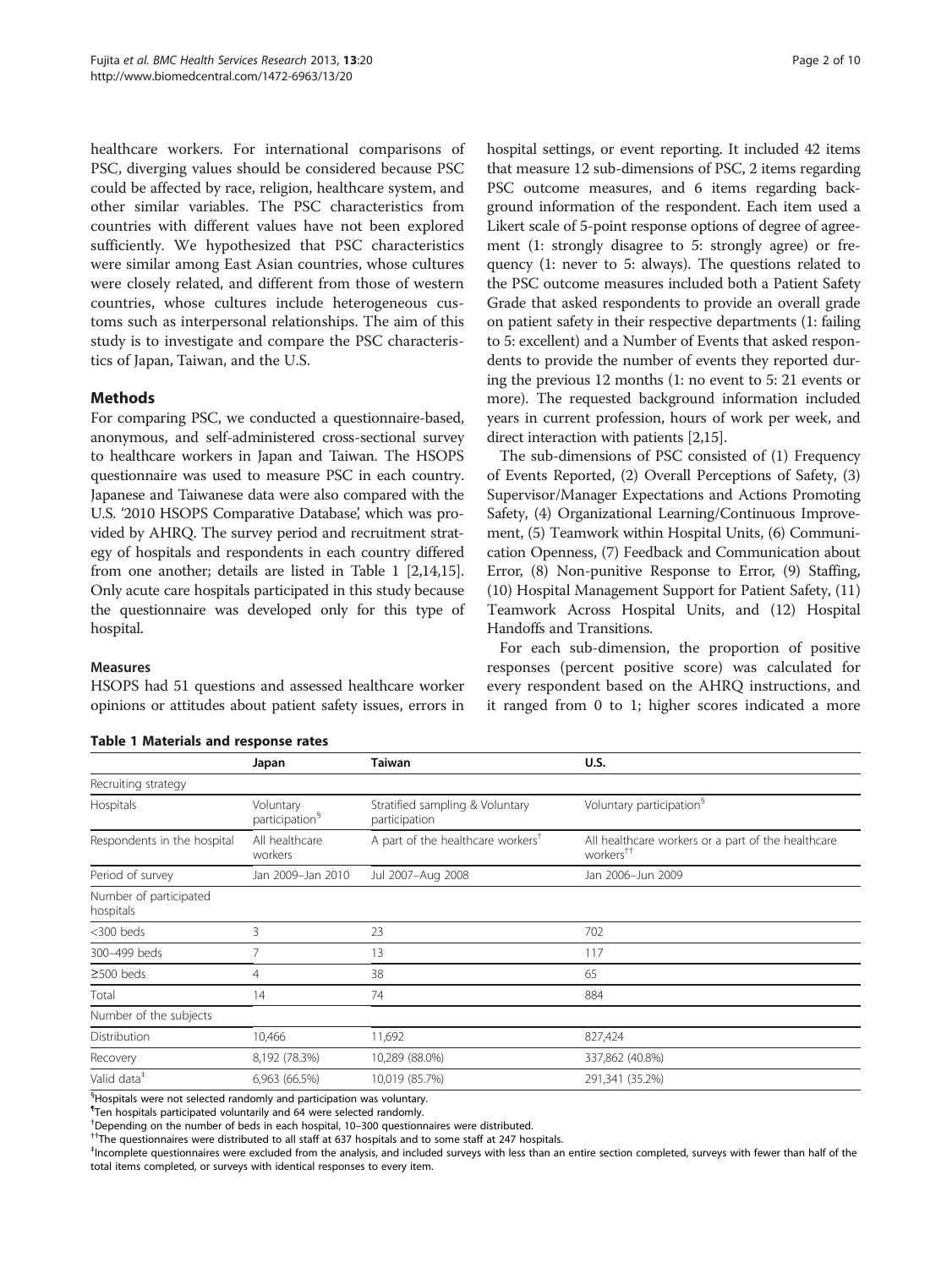healthcare workers. For international comparisons of PSC, diverging values should be considered because PSC could be affected by race, religion, healthcare system, and other similar variables. The PSC characteristics from countries with different values have not been explored sufficiently. We hypothesized that PSC characteristics were similar among East Asian countries, whose cultures were closely related, and different from those of western countries, whose cultures include heterogeneous customs such as interpersonal relationships. The aim of this study is to investigate and compare the PSC characteristics of Japan, Taiwan, and the U.S.

## Methods

For comparing PSC, we conducted a questionnaire-based, anonymous, and self-administered cross-sectional survey to healthcare workers in Japan and Taiwan. The HSOPS questionnaire was used to measure PSC in each country. Japanese and Taiwanese data were also compared with the U.S. '2010 HSOPS Comparative Database', which was provided by AHRQ. The survey period and recruitment strategy of hospitals and respondents in each country differed from one another; details are listed in Table 1 [2,14,15]. Only acute care hospitals participated in this study because the questionnaire was developed only for this type of hospital.

### Measures

HSOPS had 51 questions and assessed healthcare worker opinions or attitudes about patient safety issues, errors in hospital settings, or event reporting. It included 42 items that measure 12 sub-dimensions of PSC, 2 items regarding PSC outcome measures, and 6 items regarding background information of the respondent. Each item used a Likert scale of 5-point response options of degree of agreement (1: strongly disagree to 5: strongly agree) or frequency (1: never to 5: always). The questions related to the PSC outcome measures included both a Patient Safety Grade that asked respondents to provide an overall grade on patient safety in their respective departments (1: failing to 5: excellent) and a Number of Events that asked respondents to provide the number of events they reported during the previous 12 months (1: no event to 5: 21 events or more). The requested background information included years in current profession, hours of work per week, and direct interaction with patients [2,15].

The sub-dimensions of PSC consisted of (1) Frequency of Events Reported, (2) Overall Perceptions of Safety, (3) Supervisor/Manager Expectations and Actions Promoting Safety, (4) Organizational Learning/Continuous Improvement, (5) Teamwork within Hospital Units, (6) Communication Openness, (7) Feedback and Communication about Error, (8) Non-punitive Response to Error, (9) Staffing, (10) Hospital Management Support for Patient Safety, (11) Teamwork Across Hospital Units, and (12) Hospital Handoffs and Transitions.

For each sub-dimension, the proportion of positive responses (percent positive score) was calculated for every respondent based on the AHRQ instructions, and it ranged from 0 to 1; higher scores indicated a more

**Table 1 Materials and response rates**

| | Japan | Taiwan | U.S. |
|---|---|---|---|
| Recruiting strategy | | | |
| Hospitals | Voluntary participation[§] | Stratified sampling & Voluntary participation[¶] | Voluntary participation[§] |
| Respondents in the hospital | All healthcare workers | A part of the healthcare workers[†] | All healthcare workers or a part of the healthcare workers[††] |
| Period of survey | Jan 2009–Jan 2010 | Jul 2007–Aug 2008 | Jan 2006–Jun 2009 |
| Number of participated hospitals | | | |
| <300 beds | 3 | 23 | 702 |
| 300–499 beds | 7 | 13 | 117 |
| ≥500 beds | 4 | 38 | 65 |
| Total | 14 | 74 | 884 |
| Number of the subjects | | | |
| Distribution | 10,466 | 11,692 | 827,424 |
| Recovery | 8,192 (78.3%) | 10,289 (88.0%) | 337,862 (40.8%) |
| Valid data[‡] | 6,963 (66.5%) | 10,019 (85.7%) | 291,341 (35.2%) |

[§]Hospitals were not selected randomly and participation was voluntary.
[¶]Ten hospitals participated voluntarily and 64 were selected randomly.
[†]Depending on the number of beds in each hospital, 10–300 questionnaires were distributed.
[††]The questionnaires were distributed to all staff at 637 hospitals and to some staff at 247 hospitals.
[‡]Incomplete questionnaires were excluded from the analysis, and included surveys with less than an entire section completed, surveys with fewer than half of the total items completed, or surveys with identical responses to every item.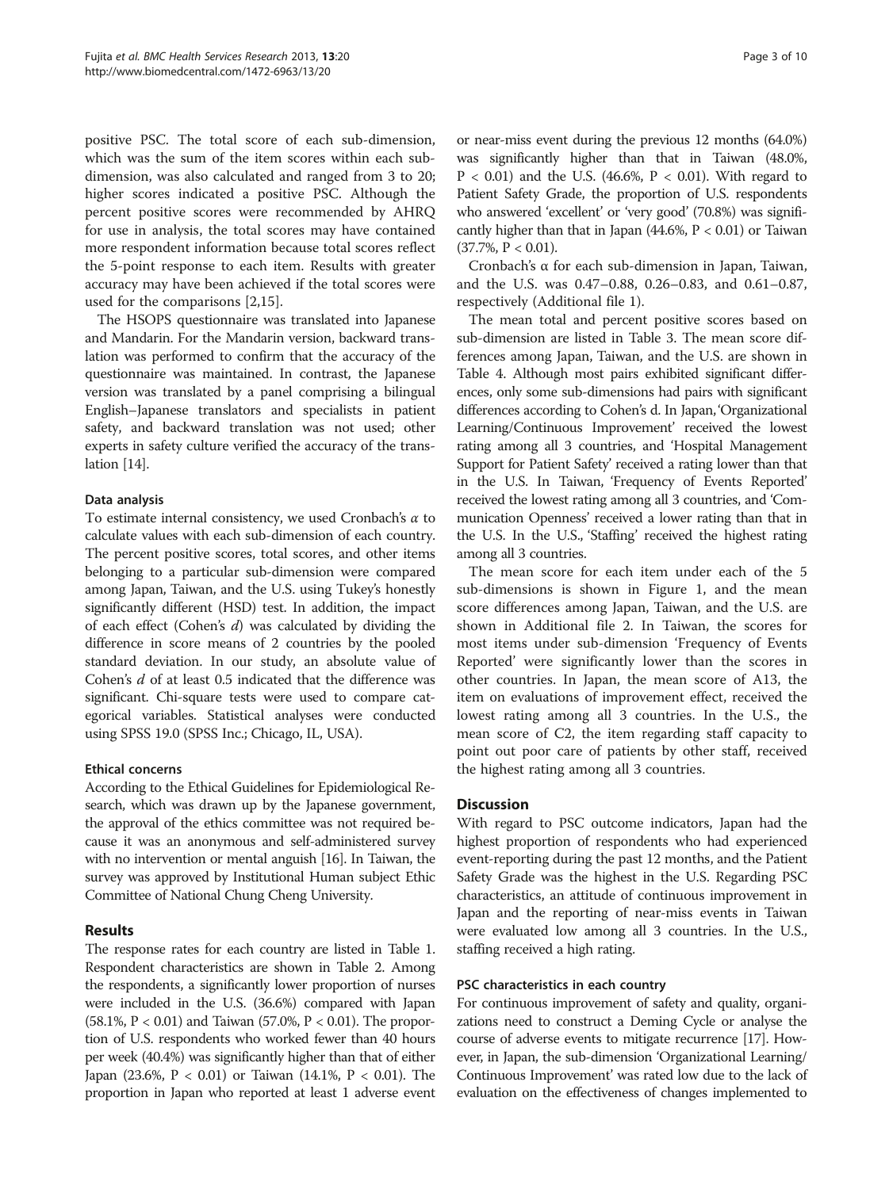positive PSC. The total score of each sub-dimension, which was the sum of the item scores within each sub-dimension, was also calculated and ranged from 3 to 20; higher scores indicated a positive PSC. Although the percent positive scores were recommended by AHRQ for use in analysis, the total scores may have contained more respondent information because total scores reflect the 5-point response to each item. Results with greater accuracy may have been achieved if the total scores were used for the comparisons [2,15].

The HSOPS questionnaire was translated into Japanese and Mandarin. For the Mandarin version, backward translation was performed to confirm that the accuracy of the questionnaire was maintained. In contrast, the Japanese version was translated by a panel comprising a bilingual English–Japanese translators and specialists in patient safety, and backward translation was not used; other experts in safety culture verified the accuracy of the translation [14].

### Data analysis

To estimate internal consistency, we used Cronbach's $\alpha$ to calculate values with each sub-dimension of each country. The percent positive scores, total scores, and other items belonging to a particular sub-dimension were compared among Japan, Taiwan, and the U.S. using Tukey's honestly significantly different (HSD) test. In addition, the impact of each effect (Cohen's $d$) was calculated by dividing the difference in score means of 2 countries by the pooled standard deviation. In our study, an absolute value of Cohen's $d$ of at least 0.5 indicated that the difference was significant. Chi-square tests were used to compare categorical variables. Statistical analyses were conducted using SPSS 19.0 (SPSS Inc.; Chicago, IL, USA).

### Ethical concerns

According to the Ethical Guidelines for Epidemiological Research, which was drawn up by the Japanese government, the approval of the ethics committee was not required because it was an anonymous and self-administered survey with no intervention or mental anguish [16]. In Taiwan, the survey was approved by Institutional Human subject Ethic Committee of National Chung Cheng University.

## Results

The response rates for each country are listed in Table 1. Respondent characteristics are shown in Table 2. Among the respondents, a significantly lower proportion of nurses were included in the U.S. (36.6%) compared with Japan (58.1%, $P < 0.01$) and Taiwan (57.0%, $P < 0.01$). The proportion of U.S. respondents who worked fewer than 40 hours per week (40.4%) was significantly higher than that of either Japan (23.6%, $P < 0.01$) or Taiwan (14.1%, $P < 0.01$). The proportion in Japan who reported at least 1 adverse event or near-miss event during the previous 12 months (64.0%) was significantly higher than that in Taiwan (48.0%, $P < 0.01$) and the U.S. (46.6%, $P < 0.01$). With regard to Patient Safety Grade, the proportion of U.S. respondents who answered 'excellent' or 'very good' (70.8%) was significantly higher than that in Japan (44.6%, $P < 0.01$) or Taiwan (37.7%, $P < 0.01$).

Cronbach's α for each sub-dimension in Japan, Taiwan, and the U.S. was 0.47–0.88, 0.26–0.83, and 0.61–0.87, respectively (Additional file 1).

The mean total and percent positive scores based on sub-dimension are listed in Table 3. The mean score differences among Japan, Taiwan, and the U.S. are shown in Table 4. Although most pairs exhibited significant differences, only some sub-dimensions had pairs with significant differences according to Cohen's d. In Japan, 'Organizational Learning/Continuous Improvement' received the lowest rating among all 3 countries, and 'Hospital Management Support for Patient Safety' received a rating lower than that in the U.S. In Taiwan, 'Frequency of Events Reported' received the lowest rating among all 3 countries, and 'Communication Openness' received a lower rating than that in the U.S. In the U.S., 'Staffing' received the highest rating among all 3 countries.

The mean score for each item under each of the 5 sub-dimensions is shown in Figure 1, and the mean score differences among Japan, Taiwan, and the U.S. are shown in Additional file 2. In Taiwan, the scores for most items under sub-dimension 'Frequency of Events Reported' were significantly lower than the scores in other countries. In Japan, the mean score of A13, the item on evaluations of improvement effect, received the lowest rating among all 3 countries. In the U.S., the mean score of C2, the item regarding staff capacity to point out poor care of patients by other staff, received the highest rating among all 3 countries.

## Discussion

With regard to PSC outcome indicators, Japan had the highest proportion of respondents who had experienced event-reporting during the past 12 months, and the Patient Safety Grade was the highest in the U.S. Regarding PSC characteristics, an attitude of continuous improvement in Japan and the reporting of near-miss events in Taiwan were evaluated low among all 3 countries. In the U.S., staffing received a high rating.

### PSC characteristics in each country

For continuous improvement of safety and quality, organizations need to construct a Deming Cycle or analyse the course of adverse events to mitigate recurrence [17]. However, in Japan, the sub-dimension 'Organizational Learning/Continuous Improvement' was rated low due to the lack of evaluation on the effectiveness of changes implemented to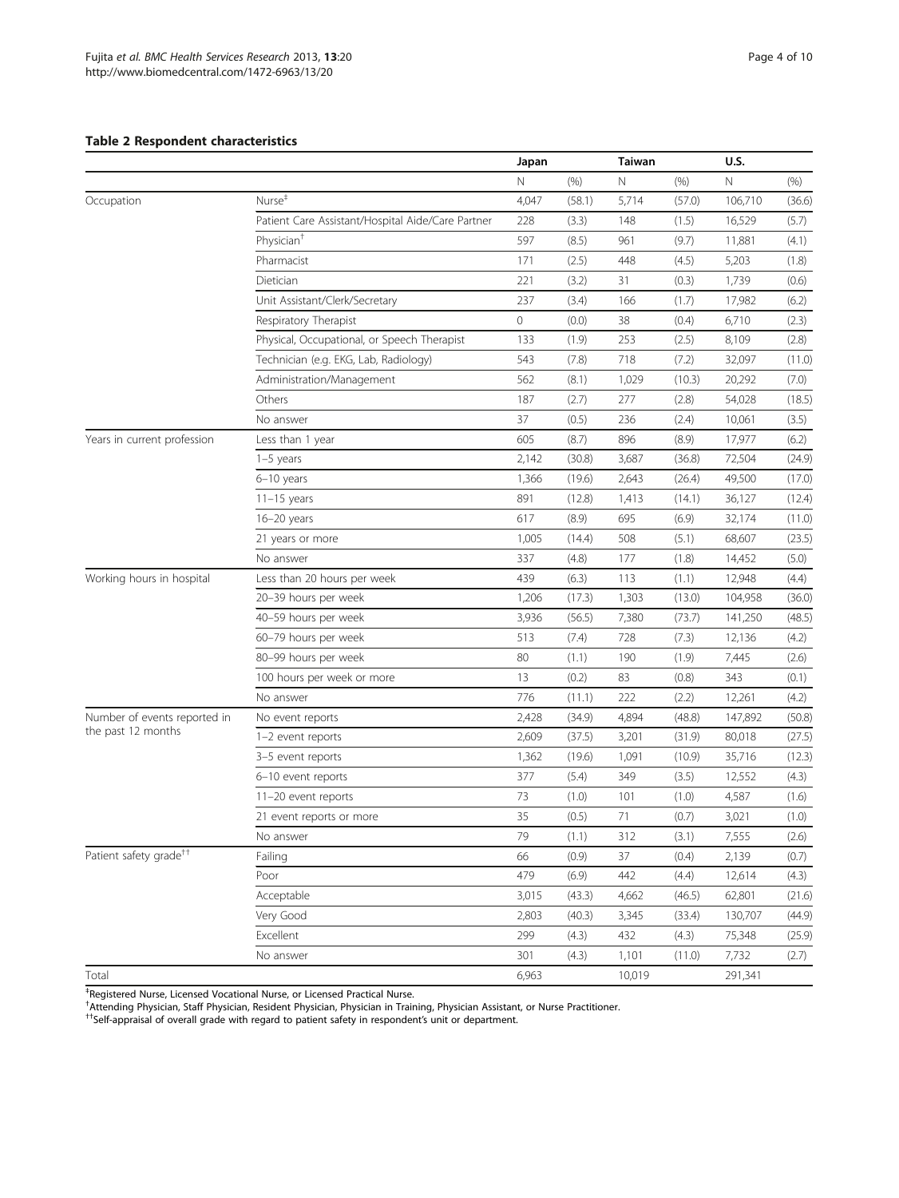**Table 2 Respondent characteristics**

| | | Japan | | Taiwan | | U.S. | |
|---|---|---|---|---|---|---|---|
| | | N | (%) | N | (%) | N | (%) |
| Occupation | Nurse[‡] | 4,047 | (58.1) | 5,714 | (57.0) | 106,710 | (36.6) |
| | Patient Care Assistant/Hospital Aide/Care Partner | 228 | (3.3) | 148 | (1.5) | 16,529 | (5.7) |
| | Physician[†] | 597 | (8.5) | 961 | (9.7) | 11,881 | (4.1) |
| | Pharmacist | 171 | (2.5) | 448 | (4.5) | 5,203 | (1.8) |
| | Dietician | 221 | (3.2) | 31 | (0.3) | 1,739 | (0.6) |
| | Unit Assistant/Clerk/Secretary | 237 | (3.4) | 166 | (1.7) | 17,982 | (6.2) |
| | Respiratory Therapist | 0 | (0.0) | 38 | (0.4) | 6,710 | (2.3) |
| | Physical, Occupational, or Speech Therapist | 133 | (1.9) | 253 | (2.5) | 8,109 | (2.8) |
| | Technician (e.g. EKG, Lab, Radiology) | 543 | (7.8) | 718 | (7.2) | 32,097 | (11.0) |
| | Administration/Management | 562 | (8.1) | 1,029 | (10.3) | 20,292 | (7.0) |
| | Others | 187 | (2.7) | 277 | (2.8) | 54,028 | (18.5) |
| | No answer | 37 | (0.5) | 236 | (2.4) | 10,061 | (3.5) |
| Years in current profession | Less than 1 year | 605 | (8.7) | 896 | (8.9) | 17,977 | (6.2) |
| | 1–5 years | 2,142 | (30.8) | 3,687 | (36.8) | 72,504 | (24.9) |
| | 6–10 years | 1,366 | (19.6) | 2,643 | (26.4) | 49,500 | (17.0) |
| | 11–15 years | 891 | (12.8) | 1,413 | (14.1) | 36,127 | (12.4) |
| | 16–20 years | 617 | (8.9) | 695 | (6.9) | 32,174 | (11.0) |
| | 21 years or more | 1,005 | (14.4) | 508 | (5.1) | 68,607 | (23.5) |
| | No answer | 337 | (4.8) | 177 | (1.8) | 14,452 | (5.0) |
| Working hours in hospital | Less than 20 hours per week | 439 | (6.3) | 113 | (1.1) | 12,948 | (4.4) |
| | 20–39 hours per week | 1,206 | (17.3) | 1,303 | (13.0) | 104,958 | (36.0) |
| | 40–59 hours per week | 3,936 | (56.5) | 7,380 | (73.7) | 141,250 | (48.5) |
| | 60–79 hours per week | 513 | (7.4) | 728 | (7.3) | 12,136 | (4.2) |
| | 80–99 hours per week | 80 | (1.1) | 190 | (1.9) | 7,445 | (2.6) |
| | 100 hours per week or more | 13 | (0.2) | 83 | (0.8) | 343 | (0.1) |
| | No answer | 776 | (11.1) | 222 | (2.2) | 12,261 | (4.2) |
| Number of events reported in the past 12 months | No event reports | 2,428 | (34.9) | 4,894 | (48.8) | 147,892 | (50.8) |
| | 1–2 event reports | 2,609 | (37.5) | 3,201 | (31.9) | 80,018 | (27.5) |
| | 3–5 event reports | 1,362 | (19.6) | 1,091 | (10.9) | 35,716 | (12.3) |
| | 6–10 event reports | 377 | (5.4) | 349 | (3.5) | 12,552 | (4.3) |
| | 11–20 event reports | 73 | (1.0) | 101 | (1.0) | 4,587 | (1.6) |
| | 21 event reports or more | 35 | (0.5) | 71 | (0.7) | 3,021 | (1.0) |
| | No answer | 79 | (1.1) | 312 | (3.1) | 7,555 | (2.6) |
| Patient safety grade[††] | Failing | 66 | (0.9) | 37 | (0.4) | 2,139 | (0.7) |
| | Poor | 479 | (6.9) | 442 | (4.4) | 12,614 | (4.3) |
| | Acceptable | 3,015 | (43.3) | 4,662 | (46.5) | 62,801 | (21.6) |
| | Very Good | 2,803 | (40.3) | 3,345 | (33.4) | 130,707 | (44.9) |
| | Excellent | 299 | (4.3) | 432 | (4.3) | 75,348 | (25.9) |
| | No answer | 301 | (4.3) | 1,101 | (11.0) | 7,732 | (2.7) |
| Total | | 6,963 | | 10,019 | | 291,341 | |

[‡]Registered Nurse, Licensed Vocational Nurse, or Licensed Practical Nurse.
[†]Attending Physician, Staff Physician, Resident Physician, Physician in Training, Physician Assistant, or Nurse Practitioner.
[††]Self-appraisal of overall grade with regard to patient safety in respondent's unit or department.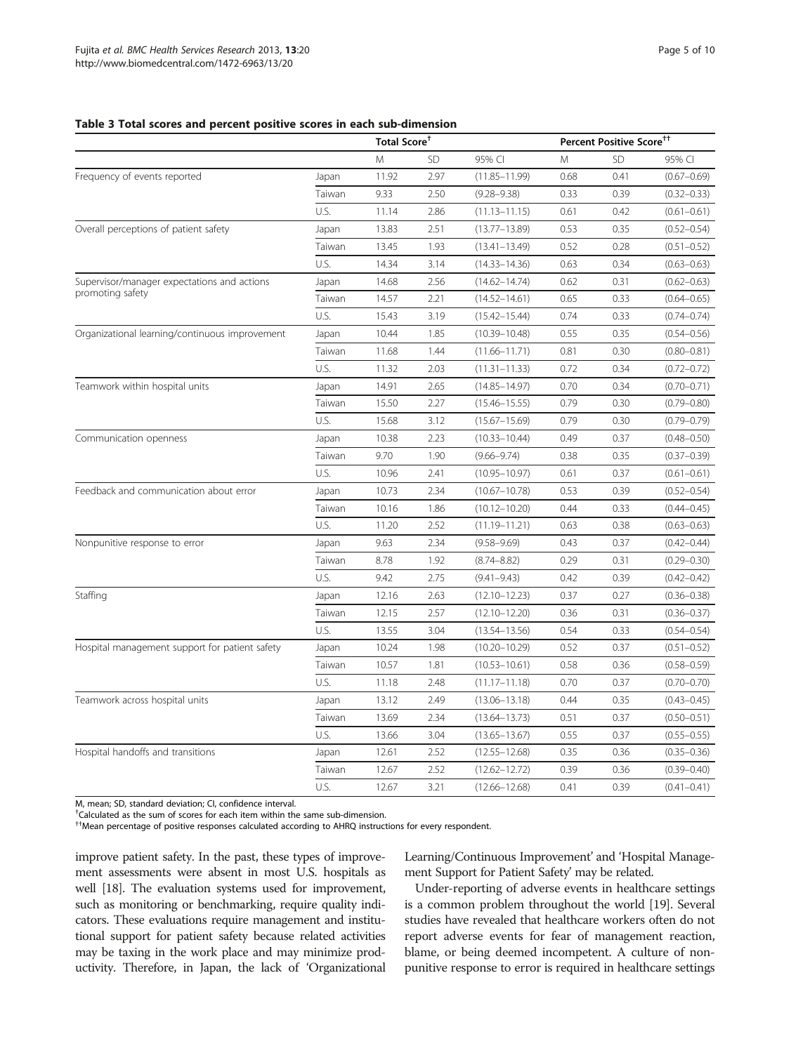**Table 3 Total scores and percent positive scores in each sub-dimension**

| | | Total Score[†] | | | Percent Positive Score[††] | | |
|---|---|---|---|---|---|---|---|
| | | M | SD | 95% CI | M | SD | 95% CI |
| Frequency of events reported | Japan | 11.92 | 2.97 | (11.85–11.99) | 0.68 | 0.41 | (0.67–0.69) |
| | Taiwan | 9.33 | 2.50 | (9.28–9.38) | 0.33 | 0.39 | (0.32–0.33) |
| | U.S. | 11.14 | 2.86 | (11.13–11.15) | 0.61 | 0.42 | (0.61–0.61) |
| Overall perceptions of patient safety | Japan | 13.83 | 2.51 | (13.77–13.89) | 0.53 | 0.35 | (0.52–0.54) |
| | Taiwan | 13.45 | 1.93 | (13.41–13.49) | 0.52 | 0.28 | (0.51–0.52) |
| | U.S. | 14.34 | 3.14 | (14.33–14.36) | 0.63 | 0.34 | (0.63–0.63) |
| Supervisor/manager expectations and actions promoting safety | Japan | 14.68 | 2.56 | (14.62–14.74) | 0.62 | 0.31 | (0.62–0.63) |
| | Taiwan | 14.57 | 2.21 | (14.52–14.61) | 0.65 | 0.33 | (0.64–0.65) |
| | U.S. | 15.43 | 3.19 | (15.42–15.44) | 0.74 | 0.33 | (0.74–0.74) |
| Organizational learning/continuous improvement | Japan | 10.44 | 1.85 | (10.39–10.48) | 0.55 | 0.35 | (0.54–0.56) |
| | Taiwan | 11.68 | 1.44 | (11.66–11.71) | 0.81 | 0.30 | (0.80–0.81) |
| | U.S. | 11.32 | 2.03 | (11.31–11.33) | 0.72 | 0.34 | (0.72–0.72) |
| Teamwork within hospital units | Japan | 14.91 | 2.65 | (14.85–14.97) | 0.70 | 0.34 | (0.70–0.71) |
| | Taiwan | 15.50 | 2.27 | (15.46–15.55) | 0.79 | 0.30 | (0.79–0.80) |
| | U.S. | 15.68 | 3.12 | (15.67–15.69) | 0.79 | 0.30 | (0.79–0.79) |
| Communication openness | Japan | 10.38 | 2.23 | (10.33–10.44) | 0.49 | 0.37 | (0.48–0.50) |
| | Taiwan | 9.70 | 1.90 | (9.66–9.74) | 0.38 | 0.35 | (0.37–0.39) |
| | U.S. | 10.96 | 2.41 | (10.95–10.97) | 0.61 | 0.37 | (0.61–0.61) |
| Feedback and communication about error | Japan | 10.73 | 2.34 | (10.67–10.78) | 0.53 | 0.39 | (0.52–0.54) |
| | Taiwan | 10.16 | 1.86 | (10.12–10.20) | 0.44 | 0.33 | (0.44–0.45) |
| | U.S. | 11.20 | 2.52 | (11.19–11.21) | 0.63 | 0.38 | (0.63–0.63) |
| Nonpunitive response to error | Japan | 9.63 | 2.34 | (9.58–9.69) | 0.43 | 0.37 | (0.42–0.44) |
| | Taiwan | 8.78 | 1.92 | (8.74–8.82) | 0.29 | 0.31 | (0.29–0.30) |
| | U.S. | 9.42 | 2.75 | (9.41–9.43) | 0.42 | 0.39 | (0.42–0.42) |
| Staffing | Japan | 12.16 | 2.63 | (12.10–12.23) | 0.37 | 0.27 | (0.36–0.38) |
| | Taiwan | 12.15 | 2.57 | (12.10–12.20) | 0.36 | 0.31 | (0.36–0.37) |
| | U.S. | 13.55 | 3.04 | (13.54–13.56) | 0.54 | 0.33 | (0.54–0.54) |
| Hospital management support for patient safety | Japan | 10.24 | 1.98 | (10.20–10.29) | 0.52 | 0.37 | (0.51–0.52) |
| | Taiwan | 10.57 | 1.81 | (10.53–10.61) | 0.58 | 0.36 | (0.58–0.59) |
| | U.S. | 11.18 | 2.48 | (11.17–11.18) | 0.70 | 0.37 | (0.70–0.70) |
| Teamwork across hospital units | Japan | 13.12 | 2.49 | (13.06–13.18) | 0.44 | 0.35 | (0.43–0.45) |
| | Taiwan | 13.69 | 2.34 | (13.64–13.73) | 0.51 | 0.37 | (0.50–0.51) |
| | U.S. | 13.66 | 3.04 | (13.65–13.67) | 0.55 | 0.37 | (0.55–0.55) |
| Hospital handoffs and transitions | Japan | 12.61 | 2.52 | (12.55–12.68) | 0.35 | 0.36 | (0.35–0.36) |
| | Taiwan | 12.67 | 2.52 | (12.62–12.72) | 0.39 | 0.36 | (0.39–0.40) |
| | U.S. | 12.67 | 3.21 | (12.66–12.68) | 0.41 | 0.39 | (0.41–0.41) |

M, mean; SD, standard deviation; CI, confidence interval.
[†]Calculated as the sum of scores for each item within the same sub-dimension.
[††]Mean percentage of positive responses calculated according to AHRQ instructions for every respondent.

improve patient safety. In the past, these types of improvement assessments were absent in most U.S. hospitals as well [18]. The evaluation systems used for improvement, such as monitoring or benchmarking, require quality indicators. These evaluations require management and institutional support for patient safety because related activities may be taxing in the work place and may minimize productivity. Therefore, in Japan, the lack of 'Organizational Learning/Continuous Improvement' and 'Hospital Management Support for Patient Safety' may be related.

Under-reporting of adverse events in healthcare settings is a common problem throughout the world [19]. Several studies have revealed that healthcare workers often do not report adverse events for fear of management reaction, blame, or being deemed incompetent. A culture of nonpunitive response to error is required in healthcare settings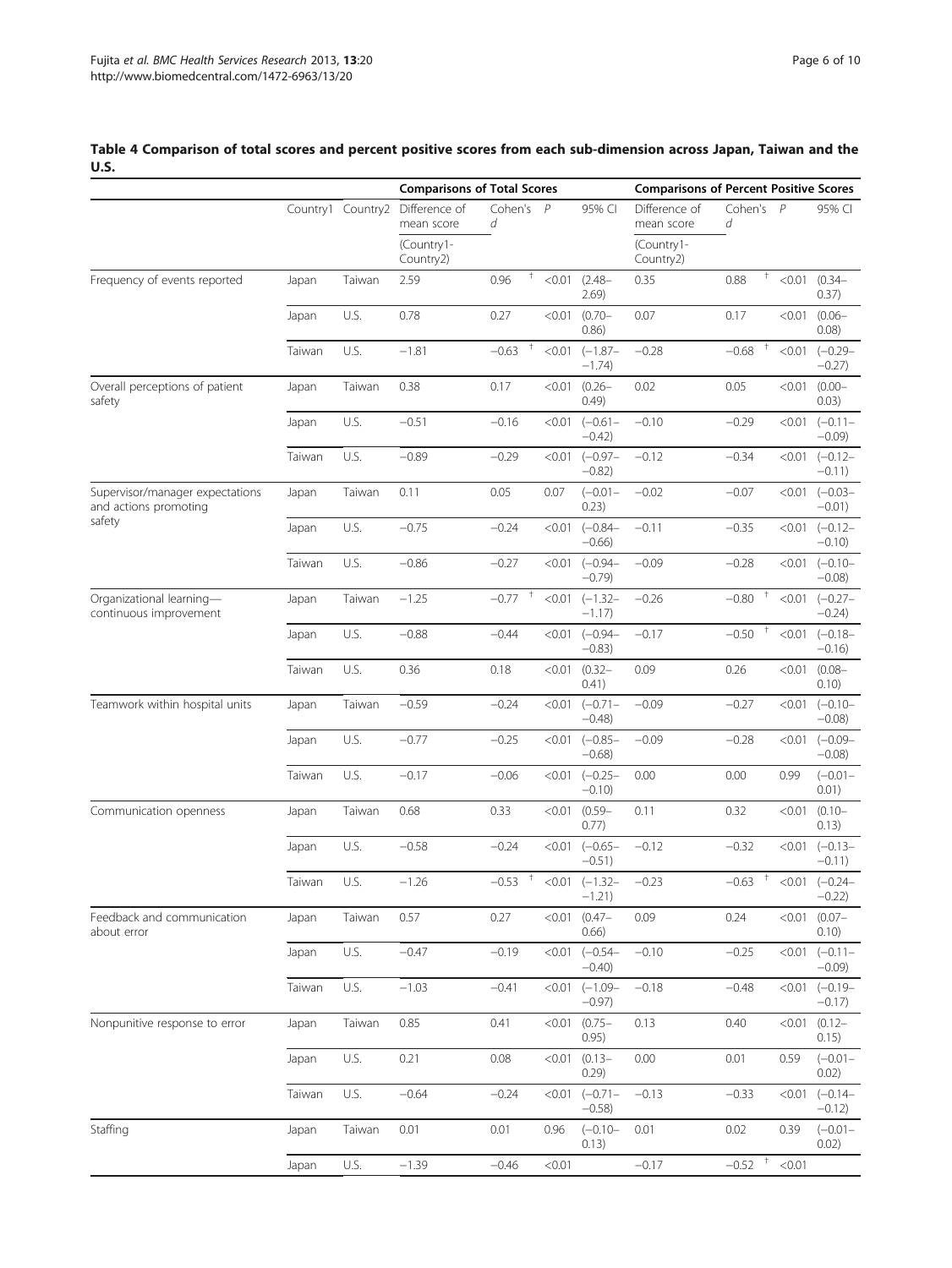**Table 4 Comparison of total scores and percent positive scores from each sub-dimension across Japan, Taiwan and the U.S.**

| | | | Comparisons of Total Scores | | | | Comparisons of Percent Positive Scores | | | |
|---|---|---|---|---|---|---|---|---|---|---|
| | Country1 | Country2 | Difference of mean score (Country1-Country2) | Cohen's *d* | *P* | 95% CI | Difference of mean score (Country1-Country2) | Cohen's *d* | *P* | 95% CI |
| Frequency of events reported | Japan | Taiwan | 2.59 | 0.96 † | <0.01 | (2.48–2.69) | 0.35 | 0.88 † | <0.01 | (0.34–0.37) |
| | Japan | U.S. | 0.78 | 0.27 | <0.01 | (0.70–0.86) | 0.07 | 0.17 | <0.01 | (0.06–0.08) |
| | Taiwan | U.S. | −1.81 | −0.63 † | <0.01 | (−1.87–−1.74) | −0.28 | −0.68 † | <0.01 | (−0.29–−0.27) |
| Overall perceptions of patient safety | Japan | Taiwan | 0.38 | 0.17 | <0.01 | (0.26–0.49) | 0.02 | 0.05 | <0.01 | (0.00–0.03) |
| | Japan | U.S. | −0.51 | −0.16 | <0.01 | (−0.61–−0.42) | −0.10 | −0.29 | <0.01 | (−0.11–−0.09) |
| | Taiwan | U.S. | −0.89 | −0.29 | <0.01 | (−0.97–−0.82) | −0.12 | −0.34 | <0.01 | (−0.12–−0.11) |
| Supervisor/manager expectations and actions promoting safety | Japan | Taiwan | 0.11 | 0.05 | 0.07 | (−0.01–0.23) | −0.02 | −0.07 | <0.01 | (−0.03–−0.01) |
| | Japan | U.S. | −0.75 | −0.24 | <0.01 | (−0.84–−0.66) | −0.11 | −0.35 | <0.01 | (−0.12–−0.10) |
| | Taiwan | U.S. | −0.86 | −0.27 | <0.01 | (−0.94–−0.79) | −0.09 | −0.28 | <0.01 | (−0.10–−0.08) |
| Organizational learning—continuous improvement | Japan | Taiwan | −1.25 | −0.77 † | <0.01 | (−1.32–−1.17) | −0.26 | −0.80 † | <0.01 | (−0.27–−0.24) |
| | Japan | U.S. | −0.88 | −0.44 | <0.01 | (−0.94–−0.83) | −0.17 | −0.50 † | <0.01 | (−0.18–−0.16) |
| | Taiwan | U.S. | 0.36 | 0.18 | <0.01 | (0.32–0.41) | 0.09 | 0.26 | <0.01 | (0.08–0.10) |
| Teamwork within hospital units | Japan | Taiwan | −0.59 | −0.24 | <0.01 | (−0.71–−0.48) | −0.09 | −0.27 | <0.01 | (−0.10–−0.08) |
| | Japan | U.S. | −0.77 | −0.25 | <0.01 | (−0.85–−0.68) | −0.09 | −0.28 | <0.01 | (−0.09–−0.08) |
| | Taiwan | U.S. | −0.17 | −0.06 | <0.01 | (−0.25–−0.10) | 0.00 | 0.00 | 0.99 | (−0.01–0.01) |
| Communication openness | Japan | Taiwan | 0.68 | 0.33 | <0.01 | (0.59–0.77) | 0.11 | 0.32 | <0.01 | (0.10–0.13) |
| | Japan | U.S. | −0.58 | −0.24 | <0.01 | (−0.65–−0.51) | −0.12 | −0.32 | <0.01 | (−0.13–−0.11) |
| | Taiwan | U.S. | −1.26 | −0.53 † | <0.01 | (−1.32–−1.21) | −0.23 | −0.63 † | <0.01 | (−0.24–−0.22) |
| Feedback and communication about error | Japan | Taiwan | 0.57 | 0.27 | <0.01 | (0.47–0.66) | 0.09 | 0.24 | <0.01 | (0.07–0.10) |
| | Japan | U.S. | −0.47 | −0.19 | <0.01 | (−0.54–−0.40) | −0.10 | −0.25 | <0.01 | (−0.11–−0.09) |
| | Taiwan | U.S. | −1.03 | −0.41 | <0.01 | (−1.09–−0.97) | −0.18 | −0.48 | <0.01 | (−0.19–−0.17) |
| Nonpunitive response to error | Japan | Taiwan | 0.85 | 0.41 | <0.01 | (0.75–0.95) | 0.13 | 0.40 | <0.01 | (0.12–0.15) |
| | Japan | U.S. | 0.21 | 0.08 | <0.01 | (0.13–0.29) | 0.00 | 0.01 | 0.59 | (−0.01–0.02) |
| | Taiwan | U.S. | −0.64 | −0.24 | <0.01 | (−0.71–−0.58) | −0.13 | −0.33 | <0.01 | (−0.14–−0.12) |
| Staffing | Japan | Taiwan | 0.01 | 0.01 | 0.96 | (−0.10–0.13) | 0.01 | 0.02 | 0.39 | (−0.01–0.02) |
| | Japan | U.S. | −1.39 | −0.46 | <0.01 | | −0.17 | −0.52 † | <0.01 | |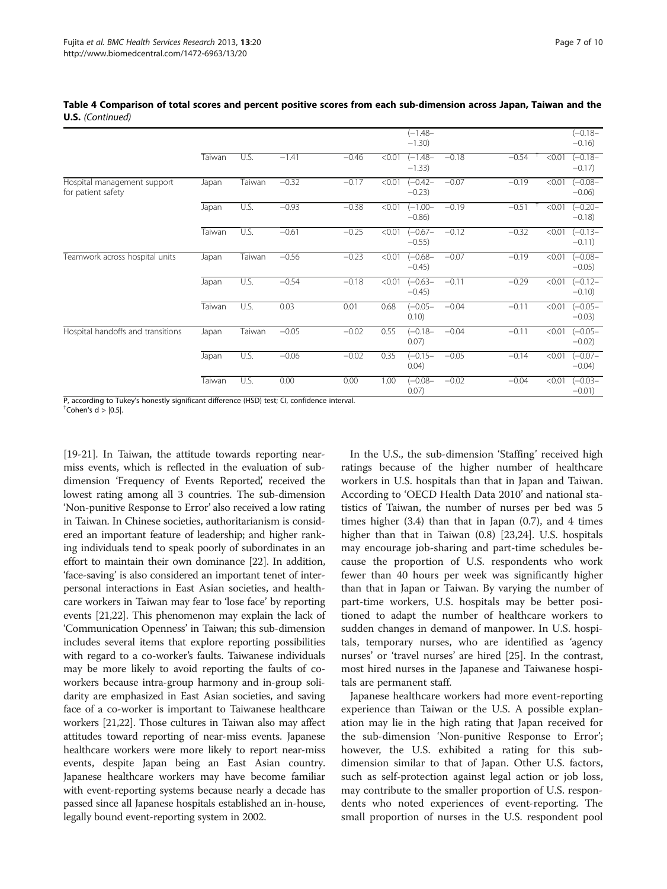**Table 4 Comparison of total scores and percent positive scores from each sub-dimension across Japan, Taiwan and the U.S.** *(Continued)*

| | | | | | | | | | | |
|---|---|---|---|---|---|---|---|---|---|---|
| | | | | | | (−1.48–−1.30) | | | | (−0.18–−0.16) |
| | Taiwan | U.S. | −1.41 | −0.46 | <0.01 | (−1.48–−1.33) | −0.18 | −0.54 † | <0.01 | (−0.18–−0.17) |
| Hospital management support for patient safety | Japan | Taiwan | −0.32 | −0.17 | <0.01 | (−0.42–−0.23) | −0.07 | −0.19 | <0.01 | (−0.08–−0.06) |
| | Japan | U.S. | −0.93 | −0.38 | <0.01 | (−1.00–−0.86) | −0.19 | −0.51 † | <0.01 | (−0.20–−0.18) |
| | Taiwan | U.S. | −0.61 | −0.25 | <0.01 | (−0.67–−0.55) | −0.12 | −0.32 | <0.01 | (−0.13–−0.11) |
| Teamwork across hospital units | Japan | Taiwan | −0.56 | −0.23 | <0.01 | (−0.68–−0.45) | −0.07 | −0.19 | <0.01 | (−0.08–−0.05) |
| | Japan | U.S. | −0.54 | −0.18 | <0.01 | (−0.63–−0.45) | −0.11 | −0.29 | <0.01 | (−0.12–−0.10) |
| | Taiwan | U.S. | 0.03 | 0.01 | 0.68 | (−0.05–0.10) | −0.04 | −0.11 | <0.01 | (−0.05–−0.03) |
| Hospital handoffs and transitions | Japan | Taiwan | −0.05 | −0.02 | 0.55 | (−0.18–0.07) | −0.04 | −0.11 | <0.01 | (−0.05–−0.02) |
| | Japan | U.S. | −0.06 | −0.02 | 0.35 | (−0.15–0.04) | −0.05 | −0.14 | <0.01 | (−0.07–−0.04) |
| | Taiwan | U.S. | 0.00 | 0.00 | 1.00 | (−0.08–0.07) | −0.02 | −0.04 | <0.01 | (−0.03–−0.01) |

P, according to Tukey's honestly significant difference (HSD) test; CI, confidence interval.
†Cohen's d > |0.5|.

[19-21]. In Taiwan, the attitude towards reporting near-miss events, which is reflected in the evaluation of sub-dimension 'Frequency of Events Reported', received the lowest rating among all 3 countries. The sub-dimension 'Non-punitive Response to Error' also received a low rating in Taiwan. In Chinese societies, authoritarianism is considered an important feature of leadership; and higher ranking individuals tend to speak poorly of subordinates in an effort to maintain their own dominance [22]. In addition, 'face-saving' is also considered an important tenet of interpersonal interactions in East Asian societies, and healthcare workers in Taiwan may fear to 'lose face' by reporting events [21,22]. This phenomenon may explain the lack of 'Communication Openness' in Taiwan; this sub-dimension includes several items that explore reporting possibilities with regard to a co-worker's faults. Taiwanese individuals may be more likely to avoid reporting the faults of co-workers because intra-group harmony and in-group solidarity are emphasized in East Asian societies, and saving face of a co-worker is important to Taiwanese healthcare workers [21,22]. Those cultures in Taiwan also may affect attitudes toward reporting of near-miss events. Japanese healthcare workers were more likely to report near-miss events, despite Japan being an East Asian country. Japanese healthcare workers may have become familiar with event-reporting systems because nearly a decade has passed since all Japanese hospitals established an in-house, legally bound event-reporting system in 2002.

In the U.S., the sub-dimension 'Staffing' received high ratings because of the higher number of healthcare workers in U.S. hospitals than that in Japan and Taiwan. According to 'OECD Health Data 2010' and national statistics of Taiwan, the number of nurses per bed was 5 times higher (3.4) than that in Japan (0.7), and 4 times higher than that in Taiwan (0.8) [23,24]. U.S. hospitals may encourage job-sharing and part-time schedules because the proportion of U.S. respondents who work fewer than 40 hours per week was significantly higher than that in Japan or Taiwan. By varying the number of part-time workers, U.S. hospitals may be better positioned to adapt the number of healthcare workers to sudden changes in demand of manpower. In U.S. hospitals, temporary nurses, who are identified as 'agency nurses' or 'travel nurses' are hired [25]. In the contrast, most hired nurses in the Japanese and Taiwanese hospitals are permanent staff.

Japanese healthcare workers had more event-reporting experience than Taiwan or the U.S. A possible explanation may lie in the high rating that Japan received for the sub-dimension 'Non-punitive Response to Error'; however, the U.S. exhibited a rating for this sub-dimension similar to that of Japan. Other U.S. factors, such as self-protection against legal action or job loss, may contribute to the smaller proportion of U.S. respondents who noted experiences of event-reporting. The small proportion of nurses in the U.S. respondent pool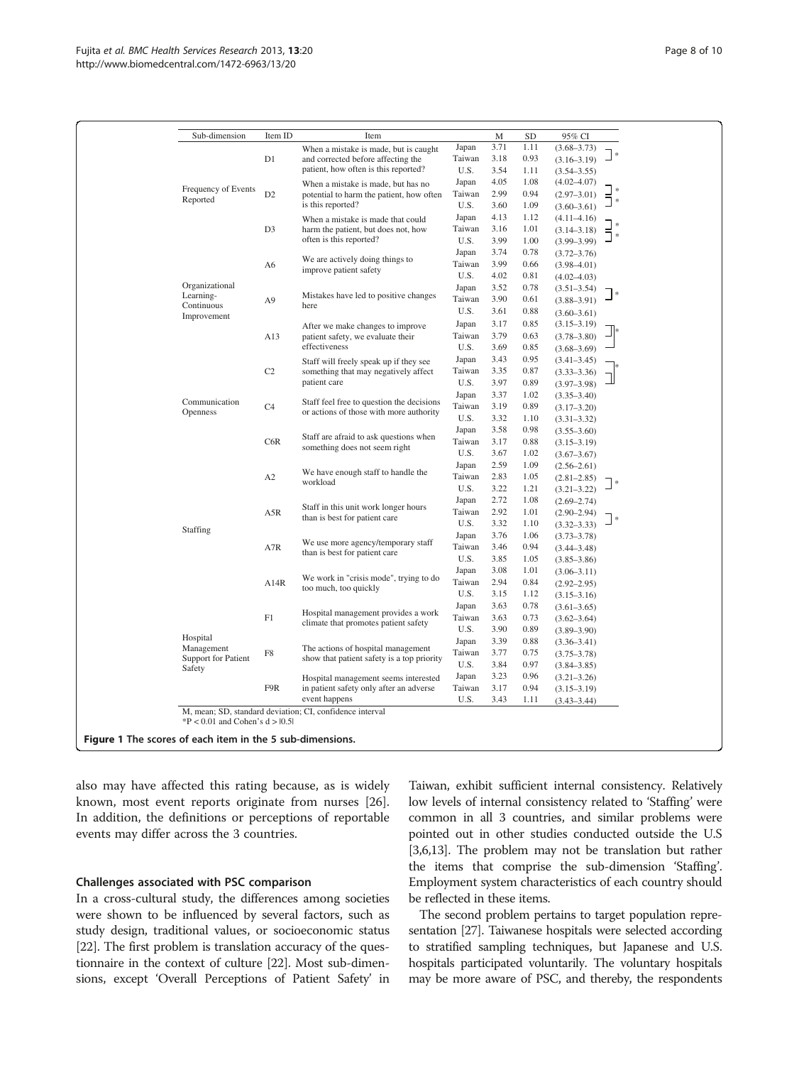| Sub-dimension | Item ID | Item | | M | SD | 95% CI | |
|---|---|---|---|---|---|---|---|
| Frequency of Events Reported | D1 | When a mistake is made, but is caught and corrected before affecting the patient, how often is this reported? | Japan | 3.71 | 1.11 | (3.68–3.73) | * |
| | | | Taiwan | 3.18 | 0.93 | (3.16–3.19) | |
| | | | U.S. | 3.54 | 1.11 | (3.54–3.55) | |
| | D2 | When a mistake is made, but has no potential to harm the patient, how often is this reported? | Japan | 4.05 | 1.08 | (4.02–4.07) | * |
| | | | Taiwan | 2.99 | 0.94 | (2.97–3.01) | * |
| | | | U.S. | 3.60 | 1.09 | (3.60–3.61) | |
| | D3 | When a mistake is made that could harm the patient, but does not, how often is this reported? | Japan | 4.13 | 1.12 | (4.11–4.16) | * |
| | | | Taiwan | 3.16 | 1.01 | (3.14–3.18) | * |
| | | | U.S. | 3.99 | 1.00 | (3.99–3.99) | |
| Organizational Learning- Continuous Improvement | A6 | We are actively doing things to improve patient safety | Japan | 3.74 | 0.78 | (3.72–3.76) | |
| | | | Taiwan | 3.99 | 0.66 | (3.98–4.01) | |
| | | | U.S. | 4.02 | 0.81 | (4.02–4.03) | |
| | A9 | Mistakes have led to positive changes here | Japan | 3.52 | 0.78 | (3.51–3.54) | * |
| | | | Taiwan | 3.90 | 0.61 | (3.88–3.91) | |
| | | | U.S. | 3.61 | 0.88 | (3.60–3.61) | |
| | A13 | After we make changes to improve patient safety, we evaluate their effectiveness | Japan | 3.17 | 0.85 | (3.15–3.19) | * |
| | | | Taiwan | 3.79 | 0.63 | (3.78–3.80) | |
| | | | U.S. | 3.69 | 0.85 | (3.68–3.69) | |
| Communication Openness | C2 | Staff will freely speak up if they see something that may negatively affect patient care | Japan | 3.43 | 0.95 | (3.41–3.45) | * |
| | | | Taiwan | 3.35 | 0.87 | (3.33–3.36) | |
| | | | U.S. | 3.97 | 0.89 | (3.97–3.98) | |
| | C4 | Staff feel free to question the decisions or actions of those with more authority | Japan | 3.37 | 1.02 | (3.35–3.40) | |
| | | | Taiwan | 3.19 | 0.89 | (3.17–3.20) | |
| | | | U.S. | 3.32 | 1.10 | (3.31–3.32) | |
| | C6R | Staff are afraid to ask questions when something does not seem right | Japan | 3.58 | 0.98 | (3.55–3.60) | |
| | | | Taiwan | 3.17 | 0.88 | (3.15–3.19) | |
| | | | U.S. | 3.67 | 1.02 | (3.67–3.67) | |
| Staffing | A2 | We have enough staff to handle the workload | Japan | 2.59 | 1.09 | (2.56–2.61) | |
| | | | Taiwan | 2.83 | 1.05 | (2.81–2.85) | * |
| | | | U.S. | 3.22 | 1.21 | (3.21–3.22) | |
| | A5R | Staff in this unit work longer hours than is best for patient care | Japan | 2.72 | 1.08 | (2.69–2.74) | |
| | | | Taiwan | 2.92 | 1.01 | (2.90–2.94) | * |
| | | | U.S. | 3.32 | 1.10 | (3.32–3.33) | |
| | A7R | We use more agency/temporary staff than is best for patient care | Japan | 3.76 | 1.06 | (3.73–3.78) | |
| | | | Taiwan | 3.46 | 0.94 | (3.44–3.48) | |
| | | | U.S. | 3.85 | 1.05 | (3.85–3.86) | |
| | A14R | We work in "crisis mode", trying to do too much, too quickly | Japan | 3.08 | 1.01 | (3.06–3.11) | |
| | | | Taiwan | 2.94 | 0.84 | (2.92–2.95) | |
| | | | U.S. | 3.15 | 1.12 | (3.15–3.16) | |
| Hospital Management Support for Patient Safety | F1 | Hospital management provides a work climate that promotes patient safety | Japan | 3.63 | 0.78 | (3.61–3.65) | |
| | | | Taiwan | 3.63 | 0.73 | (3.62–3.64) | |
| | | | U.S. | 3.90 | 0.89 | (3.89–3.90) | |
| | F8 | The actions of hospital management show that patient safety is a top priority | Japan | 3.39 | 0.88 | (3.36–3.41) | |
| | | | Taiwan | 3.77 | 0.75 | (3.75–3.78) | |
| | | | U.S. | 3.84 | 0.97 | (3.84–3.85) | |
| | F9R | Hospital management seems interested in patient safety only after an adverse event happens | Japan | 3.23 | 0.96 | (3.21–3.26) | |
| | | | Taiwan | 3.17 | 0.94 | (3.15–3.19) | |
| | | | U.S. | 3.43 | 1.11 | (3.43–3.44) | |

M, mean; SD, standard deviation; CI, confidence interval
*$P < 0.01$ and Cohen's $d > |0.5|$

**Figure 1 The scores of each item in the 5 sub-dimensions.**

also may have affected this rating because, as is widely known, most event reports originate from nurses [26]. In addition, the definitions or perceptions of reportable events may differ across the 3 countries.

### Challenges associated with PSC comparison

In a cross-cultural study, the differences among societies were shown to be influenced by several factors, such as study design, traditional values, or socioeconomic status [22]. The first problem is translation accuracy of the questionnaire in the context of culture [22]. Most sub-dimensions, except 'Overall Perceptions of Patient Safety' in Taiwan, exhibit sufficient internal consistency. Relatively low levels of internal consistency related to 'Staffing' were common in all 3 countries, and similar problems were pointed out in other studies conducted outside the U.S [3,6,13]. The problem may not be translation but rather the items that comprise the sub-dimension 'Staffing'. Employment system characteristics of each country should be reflected in these items.

The second problem pertains to target population representation [27]. Taiwanese hospitals were selected according to stratified sampling techniques, but Japanese and U.S. hospitals participated voluntarily. The voluntary hospitals may be more aware of PSC, and thereby, the respondents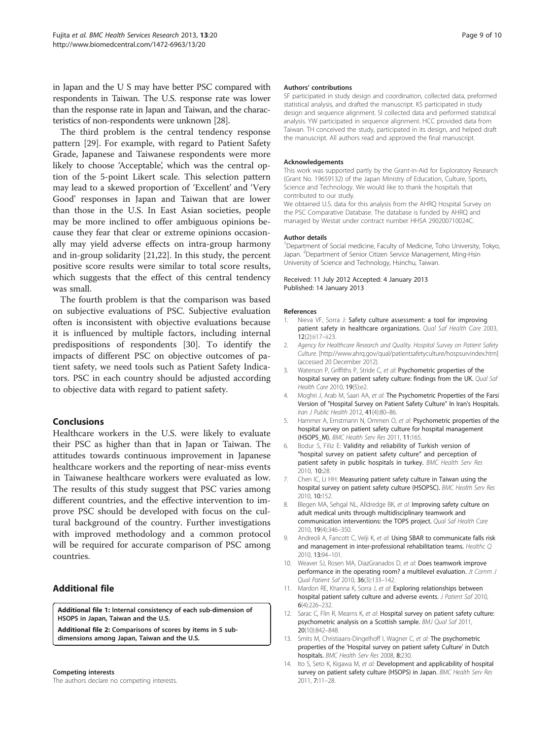in Japan and the U S may have better PSC compared with respondents in Taiwan. The U.S. response rate was lower than the response rate in Japan and Taiwan, and the characteristics of non-respondents were unknown [28].

The third problem is the central tendency response pattern [29]. For example, with regard to Patient Safety Grade, Japanese and Taiwanese respondents were more likely to choose 'Acceptable', which was the central option of the 5-point Likert scale. This selection pattern may lead to a skewed proportion of 'Excellent' and 'Very Good' responses in Japan and Taiwan that are lower than those in the U.S. In East Asian societies, people may be more inclined to offer ambiguous opinions because they fear that clear or extreme opinions occasionally may yield adverse effects on intra-group harmony and in-group solidarity [21,22]. In this study, the percent positive score results were similar to total score results, which suggests that the effect of this central tendency was small.

The fourth problem is that the comparison was based on subjective evaluations of PSC. Subjective evaluation often is inconsistent with objective evaluations because it is influenced by multiple factors, including internal predispositions of respondents [30]. To identify the impacts of different PSC on objective outcomes of patient safety, we need tools such as Patient Safety Indicators. PSC in each country should be adjusted according to objective data with regard to patient safety.

## Conclusions

Healthcare workers in the U.S. were likely to evaluate their PSC as higher than that in Japan or Taiwan. The attitudes towards continuous improvement in Japanese healthcare workers and the reporting of near-miss events in Taiwanese healthcare workers were evaluated as low. The results of this study suggest that PSC varies among different countries, and the effective intervention to improve PSC should be developed with focus on the cultural background of the country. Further investigations with improved methodology and a common protocol will be required for accurate comparison of PSC among countries.

## Additional file

**Additional file 1: Internal consistency of each sub-dimension of HSOPS in Japan, Taiwan and the U.S.**

**Additional file 2: Comparisons of scores by items in 5 sub-dimensions among Japan, Taiwan and the U.S.**

#### Competing interests

The authors declare no competing interests.

#### Authors' contributions

SF participated in study design and coordination, collected data, preformed statistical analysis, and drafted the manuscript. KS participated in study design and sequence alignment. SI collected data and performed statistical analysis. YW participated in sequence alignment. HCC provided data from Taiwan. TH conceived the study, participated in its design, and helped draft the manuscript. All authors read and approved the final manuscript.

#### Acknowledgements

This work was supported partly by the Grant-in-Aid for Exploratory Research (Grant No. 19659132) of the Japan Ministry of Education, Culture, Sports, Science and Technology. We would like to thank the hospitals that contributed to our study.

We obtained U.S. data for this analysis from the AHRQ Hospital Survey on the PSC Comparative Database. The database is funded by AHRQ and managed by Westat under contract number HHSA 290200710024C.

#### Author details

[1]Department of Social medicine, Faculty of Medicine, Toho University, Tokyo, Japan. [2]Department of Senior Citizen Service Management, Ming-Hsin University of Science and Technology, Hsinchu, Taiwan.

Received: 11 July 2012 Accepted: 4 January 2013
Published: 14 January 2013

#### References

1. Nieva VF, Sorra J: **Safety culture assessment: a tool for improving patient safety in healthcare organizations.** *Qual Saf Health Care* 2003, **12**(2):ii17–ii23.
2. *Agency for Healthcare Research and Quality. Hospital Survey on Patient Safety Culture.* [http://www.ahrq.gov/qual/patientsafetyculture/hospsurvindex.htm] (accessed 20 December 2012).
3. Waterson P, Griffiths P, Stride C, *et al*: **Psychometric properties of the hospital survey on patient safety culture: findings from the UK.** *Qual Saf Health Care* 2010, **19**(5):e2.
4. Moghri J, Arab M, Saari AA, *et al*: **The Psychometric Properties of the Farsi Version of "Hospital Survey on Patient Safety Culture" In Iran's Hospitals.** *Iran J Public Health* 2012, **41**(4):80–86.
5. Hammer A, Ernstmann N, Ommen O, *et al*: **Psychometric properties of the hospital survey on patient safety culture for hospital management (HSOPS_M).** *BMC Health Serv Res* 2011, **11**:165.
6. Bodur S, Filiz E: **Validity and reliability of Turkish version of "hospital survey on patient safety culture" and perception of patient safety in public hospitals in turkey.** *BMC Health Serv Res* 2010, **10**:28.
7. Chen IC, Li HH: **Measuring patient safety culture in Taiwan using the hospital survey on patient safety culture (HSOPSC).** *BMC Health Serv Res* 2010, **10**:152.
8. Blegen MA, Sehgal NL, Alldredge BK, *et al*: **Improving safety culture on adult medical units through multidisciplinary teamwork and communication interventions: the TOPS project.** *Qual Saf Health Care* 2010, **19**(4):346–350.
9. Andreoli A, Fancott C, Velji K, *et al*: **Using SBAR to communicate falls risk and management in inter-professional rehabilitation teams.** *Healthc Q* 2010, **13**:94–101.
10. Weaver SJ, Rosen MA, DiazGranados D, *et al*: **Does teamwork improve performance in the operating room? a multilevel evaluation.** *Jt Comm J Qual Patient Saf* 2010, **36**(3):133–142.
11. Mardon RE, Khanna K, Sorra J, *et al*: **Exploring relationships between hospital patient safety culture and adverse events.** *J Patient Saf* 2010, **6**(4):226–232.
12. Sarac C, Flin R, Mearns K, *et al*: **Hospital survey on patient safety culture: psychometric analysis on a Scottish sample.** *BMJ Qual Saf* 2011, **20**(10):842–848.
13. Smits M, Christiaans-Dingelhoff I, Wagner C, *et al*: **The psychometric properties of the 'Hospital survey on patient safety Culture' in Dutch hospitals.** *BMC Health Serv Res* 2008, **8**:230.
14. Ito S, Seto K, Kigawa M, *et al*: **Development and applicability of hospital survey on patient safety culture (HSOPS) in Japan.** *BMC Health Serv Res* 2011, **7**:11–28.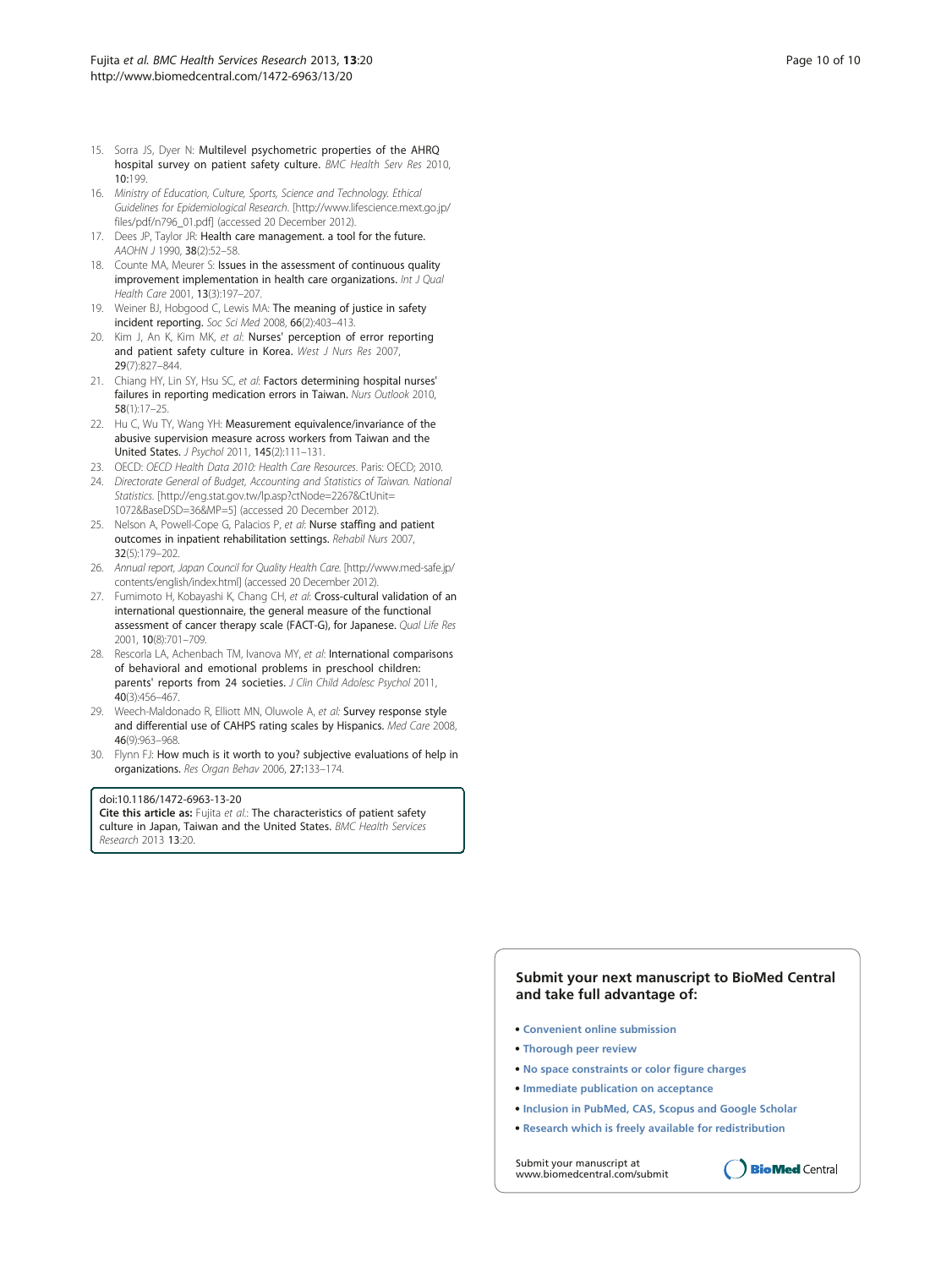15. Sorra JS, Dyer N: **Multilevel psychometric properties of the AHRQ hospital survey on patient safety culture.** *BMC Health Serv Res* 2010, **10**:199.
16. *Ministry of Education, Culture, Sports, Science and Technology. Ethical Guidelines for Epidemiological Research*. [http://www.lifescience.mext.go.jp/files/pdf/n796_01.pdf] (accessed 20 December 2012).
17. Dees JP, Taylor JR: **Health care management. a tool for the future.** *AAOHN J* 1990, **38**(2):52–58.
18. Counte MA, Meurer S: **Issues in the assessment of continuous quality improvement implementation in health care organizations.** *Int J Qual Health Care* 2001, **13**(3):197–207.
19. Weiner BJ, Hobgood C, Lewis MA: **The meaning of justice in safety incident reporting.** *Soc Sci Med* 2008, **66**(2):403–413.
20. Kim J, An K, Kim MK, *et al*: **Nurses' perception of error reporting and patient safety culture in Korea.** *West J Nurs Res* 2007, **29**(7):827–844.
21. Chiang HY, Lin SY, Hsu SC, *et al*: **Factors determining hospital nurses' failures in reporting medication errors in Taiwan.** *Nurs Outlook* 2010, **58**(1):17–25.
22. Hu C, Wu TY, Wang YH: **Measurement equivalence/invariance of the abusive supervision measure across workers from Taiwan and the United States.** *J Psychol* 2011, **145**(2):111–131.
23. OECD: *OECD Health Data 2010: Health Care Resources*. Paris: OECD; 2010.
24. *Directorate General of Budget, Accounting and Statistics of Taiwan. National Statistics*. [http://eng.stat.gov.tw/lp.asp?ctNode=2267&CtUnit=1072&BaseDSD=36&MP=5] (accessed 20 December 2012).
25. Nelson A, Powell-Cope G, Palacios P, *et al*: **Nurse staffing and patient outcomes in inpatient rehabilitation settings.** *Rehabil Nurs* 2007, **32**(5):179–202.
26. *Annual report, Japan Council for Quality Health Care*. [http://www.med-safe.jp/contents/english/index.html] (accessed 20 December 2012).
27. Fumimoto H, Kobayashi K, Chang CH, *et al*: **Cross-cultural validation of an international questionnaire, the general measure of the functional assessment of cancer therapy scale (FACT-G), for Japanese.** *Qual Life Res* 2001, **10**(8):701–709.
28. Rescorla LA, Achenbach TM, Ivanova MY, *et al*: **International comparisons of behavioral and emotional problems in preschool children: parents' reports from 24 societies.** *J Clin Child Adolesc Psychol* 2011, **40**(3):456–467.
29. Weech-Maldonado R, Elliott MN, Oluwole A, *et al*: **Survey response style and differential use of CAHPS rating scales by Hispanics.** *Med Care* 2008, **46**(9):963–968.
30. Flynn FJ: **How much is it worth to you? subjective evaluations of help in organizations.** *Res Organ Behav* 2006, **27**:133–174.

doi:10.1186/1472-6963-13-20

**Cite this article as:** Fujita *et al.*: The characteristics of patient safety culture in Japan, Taiwan and the United States. *BMC Health Services Research* 2013 **13**:20.

**Submit your next manuscript to BioMed Central and take full advantage of:**

- **Convenient online submission**
- **Thorough peer review**
- **No space constraints or color figure charges**
- **Immediate publication on acceptance**
- **Inclusion in PubMed, CAS, Scopus and Google Scholar**
- **Research which is freely available for redistribution**

Submit your manuscript at www.biomedcentral.com/submit

BioMed Central